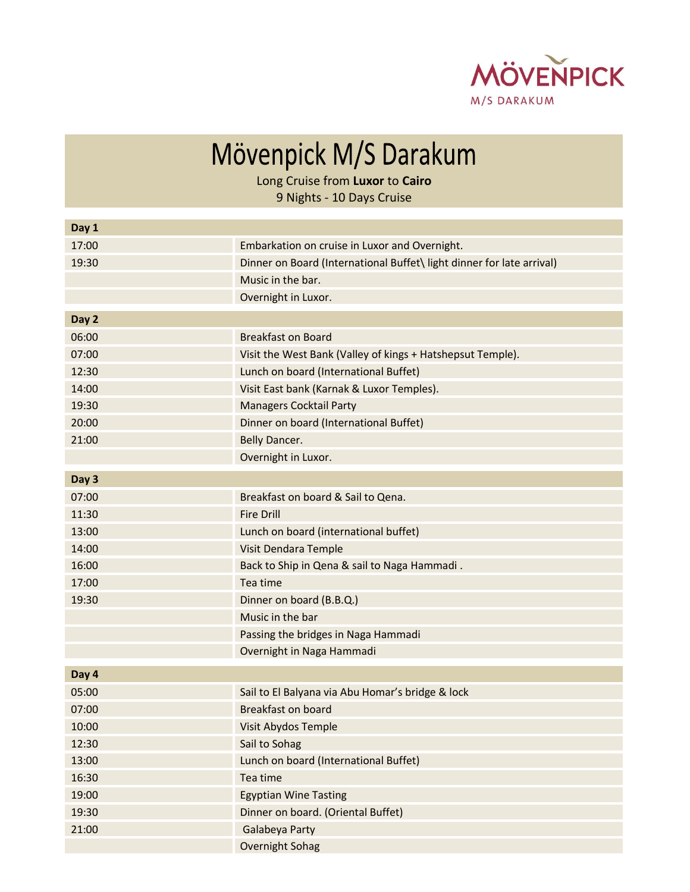MÖVENPICK
M/S DARAKUM

# Mövenpick M/S Darakum

Long Cruise from **Luxor** to **Cairo**

9 Nights - 10 Days Cruise

| **Day 1** | |
|---|---|
| 17:00 | Embarkation on cruise in Luxor and Overnight. |
| 19:30 | Dinner on Board (International Buffet\ light dinner for late arrival) |
| | Music in the bar. |
| | Overnight in Luxor. |

| **Day 2** | |
|---|---|
| 06:00 | Breakfast on Board |
| 07:00 | Visit the West Bank (Valley of kings + Hatshepsut Temple). |
| 12:30 | Lunch on board (International Buffet) |
| 14:00 | Visit East bank (Karnak & Luxor Temples). |
| 19:30 | Managers Cocktail Party |
| 20:00 | Dinner on board (International Buffet) |
| 21:00 | Belly Dancer. |
| | Overnight in Luxor. |

| **Day 3** | |
|---|---|
| 07:00 | Breakfast on board & Sail to Qena. |
| 11:30 | Fire Drill |
| 13:00 | Lunch on board (international buffet) |
| 14:00 | Visit Dendara Temple |
| 16:00 | Back to Ship in Qena & sail to Naga Hammadi . |
| 17:00 | Tea time |
| 19:30 | Dinner on board (B.B.Q.) |
| | Music in the bar |
| | Passing the bridges in Naga Hammadi |
| | Overnight in Naga Hammadi |

| **Day 4** | |
|---|---|
| 05:00 | Sail to El Balyana via Abu Homar's bridge & lock |
| 07:00 | Breakfast on board |
| 10:00 | Visit Abydos Temple |
| 12:30 | Sail to Sohag |
| 13:00 | Lunch on board (International Buffet) |
| 16:30 | Tea time |
| 19:00 | Egyptian Wine Tasting |
| 19:30 | Dinner on board. (Oriental Buffet) |
| 21:00 | Galabeya Party |
| | Overnight Sohag |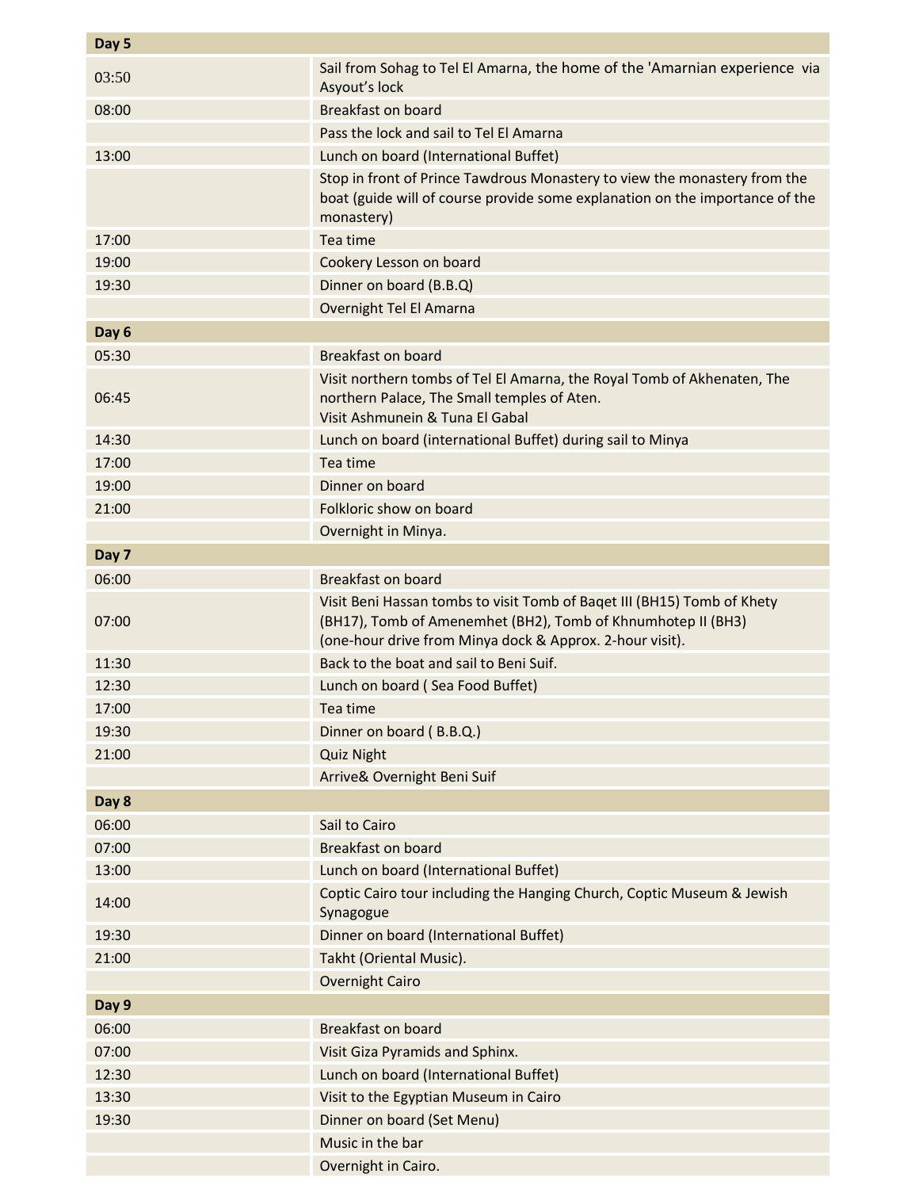| Day 5 | |
|---|---|
| 03:50 | Sail from Sohag to Tel El Amarna, the home of the 'Amarnian experience via Asyout's lock |
| 08:00 | Breakfast on board |
| | Pass the lock and sail to Tel El Amarna |
| 13:00 | Lunch on board (International Buffet) |
| | Stop in front of Prince Tawdrous Monastery to view the monastery from the boat (guide will of course provide some explanation on the importance of the monastery) |
| 17:00 | Tea time |
| 19:00 | Cookery Lesson on board |
| 19:30 | Dinner on board (B.B.Q) |
| | Overnight Tel El Amarna |
| **Day 6** | |
| 05:30 | Breakfast on board |
| 06:45 | Visit northern tombs of Tel El Amarna, the Royal Tomb of Akhenaten, The northern Palace, The Small temples of Aten.<br>Visit Ashmunein & Tuna El Gabal |
| 14:30 | Lunch on board (international Buffet) during sail to Minya |
| 17:00 | Tea time |
| 19:00 | Dinner on board |
| 21:00 | Folkloric show on board |
| | Overnight in Minya. |
| **Day 7** | |
| 06:00 | Breakfast on board |
| 07:00 | Visit Beni Hassan tombs to visit Tomb of Baqet III (BH15) Tomb of Khety (BH17), Tomb of Amenemhet (BH2), Tomb of Khnumhotep II (BH3)<br>(one-hour drive from Minya dock & Approx. 2-hour visit). |
| 11:30 | Back to the boat and sail to Beni Suif. |
| 12:30 | Lunch on board ( Sea Food Buffet) |
| 17:00 | Tea time |
| 19:30 | Dinner on board ( B.B.Q.) |
| 21:00 | Quiz Night |
| | Arrive& Overnight Beni Suif |
| **Day 8** | |
| 06:00 | Sail to Cairo |
| 07:00 | Breakfast on board |
| 13:00 | Lunch on board (International Buffet) |
| 14:00 | Coptic Cairo tour including the Hanging Church, Coptic Museum & Jewish Synagogue |
| 19:30 | Dinner on board (International Buffet) |
| 21:00 | Takht (Oriental Music). |
| | Overnight Cairo |
| **Day 9** | |
| 06:00 | Breakfast on board |
| 07:00 | Visit Giza Pyramids and Sphinx. |
| 12:30 | Lunch on board (International Buffet) |
| 13:30 | Visit to the Egyptian Museum in Cairo |
| 19:30 | Dinner on board (Set Menu) |
| | Music in the bar |
| | Overnight in Cairo. |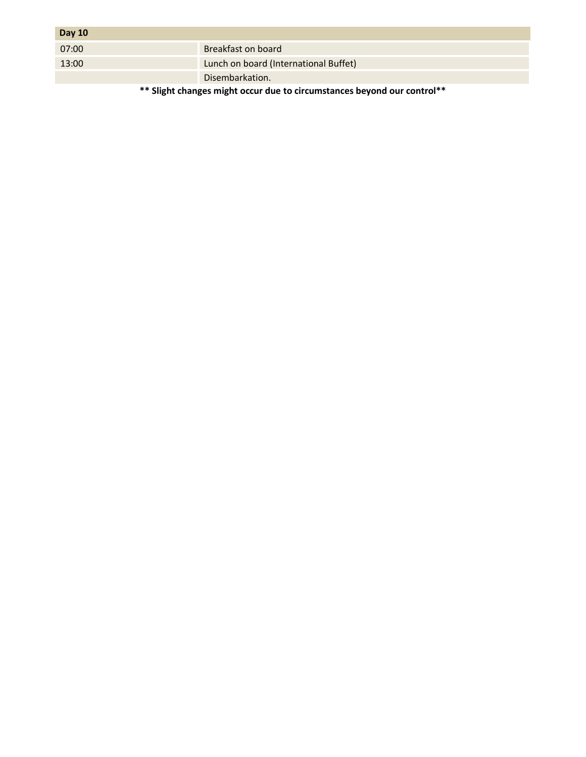| Day 10 | |
|---|---|
| 07:00 | Breakfast on board |
| 13:00 | Lunch on board (International Buffet) |
| | Disembarkation. |

**** Slight changes might occur due to circumstances beyond our control****